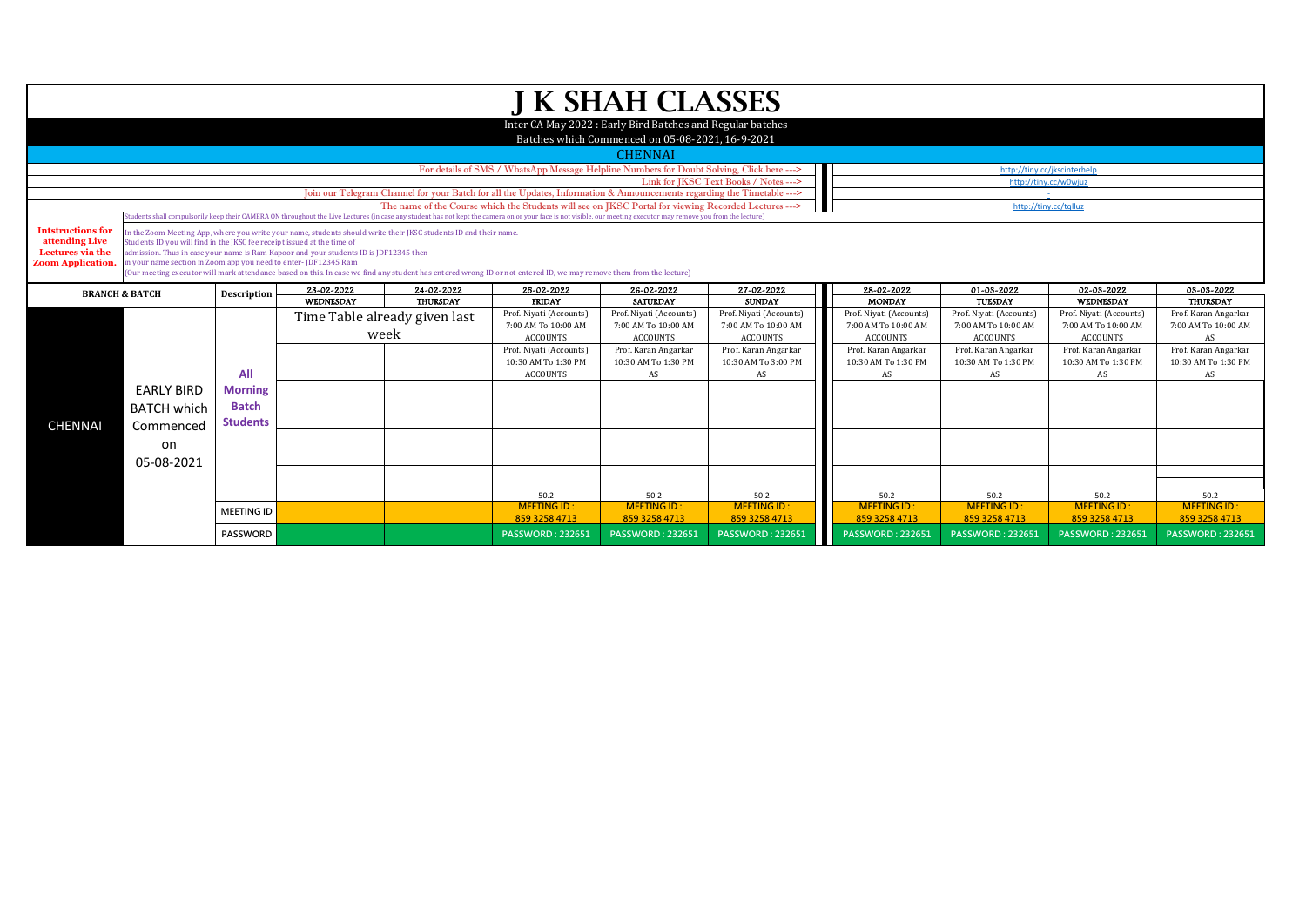# J K SHAH CLASSES

Inter CA May 2022 : Early Bird Batches and Regular batches

Batches which Commenced on 05-08-2021, 16-9-2021

## CHENNAI

| | |
|---|---|
| For details of SMS / WhatsApp Message Helpline Numbers for Doubt Solving, Click here ---> | http://tiny.cc/jkscinterhelp |
| Link for JKSC Text Books / Notes ---> | http://tiny.cc/w0wjuz |
| Join our Telegram Channel for your Batch for all the Updates, Information & Announcements regarding the Timetable ---> | - |
| The name of the Course which the Students will see on JKSC Portal for viewing Recorded Lectures ---> | http://tiny.cc/tqlluz |

Students shall compulsorily keep their CAMERA ON throughout the Live Lectures (in case any student has not kept the camera on or your face is not visible, our meeting executor may remove you from the lecture)

**Intstructions for attending Live Lectures via the Zoom Application.**

In the Zoom Meeting App, where you write your name, students should write their JKSC students ID and their name.
Students ID you will find in the JKSC fee receipt issued at the time of admission. Thus in case your name is Ram Kapoor and your students ID is JDF12345 then in your name section in Zoom app you need to enter- JDF12345 Ram
(Our meeting executor will mark attendance based on this. In case we find any student has entered wrong ID or not entered ID, we may remove them from the lecture)

| BRANCH & BATCH | | Description | 23-02-2022 WEDNESDAY | 24-02-2022 THURSDAY | 25-02-2022 FRIDAY | 26-02-2022 SATURDAY | 27-02-2022 SUNDAY | 28-02-2022 MONDAY | 01-03-2022 TUESDAY | 02-03-2022 WEDNESDAY | 03-03-2022 THURSDAY |
|---|---|---|---|---|---|---|---|---|---|---|---|
| CHENNAI | EARLY BIRD BATCH which Commenced on 05-08-2021 | All Morning Batch Students | Time Table already given last week | | Prof. Niyati (Accounts) 7:00 AM To 10:00 AM ACCOUNTS | Prof. Niyati (Accounts) 7:00 AM To 10:00 AM ACCOUNTS | Prof. Niyati (Accounts) 7:00 AM To 10:00 AM ACCOUNTS | Prof. Niyati (Accounts) 7:00 AM To 10:00 AM ACCOUNTS | Prof. Niyati (Accounts) 7:00 AM To 10:00 AM ACCOUNTS | Prof. Niyati (Accounts) 7:00 AM To 10:00 AM ACCOUNTS | Prof. Karan Angarkar 7:00 AM To 10:00 AM AS |
| | | | | | Prof. Niyati (Accounts) 10:30 AM To 1:30 PM ACCOUNTS | Prof. Karan Angarkar 10:30 AM To 1:30 PM AS | Prof. Karan Angarkar 10:30 AM To 3:00 PM AS | Prof. Karan Angarkar 10:30 AM To 1:30 PM AS | Prof. Karan Angarkar 10:30 AM To 1:30 PM AS | Prof. Karan Angarkar 10:30 AM To 1:30 PM AS | Prof. Karan Angarkar 10:30 AM To 1:30 PM AS |
| | | | | | 50.2 | 50.2 | 50.2 | 50.2 | 50.2 | 50.2 | 50.2 |
| | | MEETING ID | | | MEETING ID : 859 3258 4713 | MEETING ID : 859 3258 4713 | MEETING ID : 859 3258 4713 | MEETING ID : 859 3258 4713 | MEETING ID : 859 3258 4713 | MEETING ID : 859 3258 4713 | MEETING ID : 859 3258 4713 |
| | | PASSWORD | | | PASSWORD : 232651 | PASSWORD : 232651 | PASSWORD : 232651 | PASSWORD : 232651 | PASSWORD : 232651 | PASSWORD : 232651 | PASSWORD : 232651 |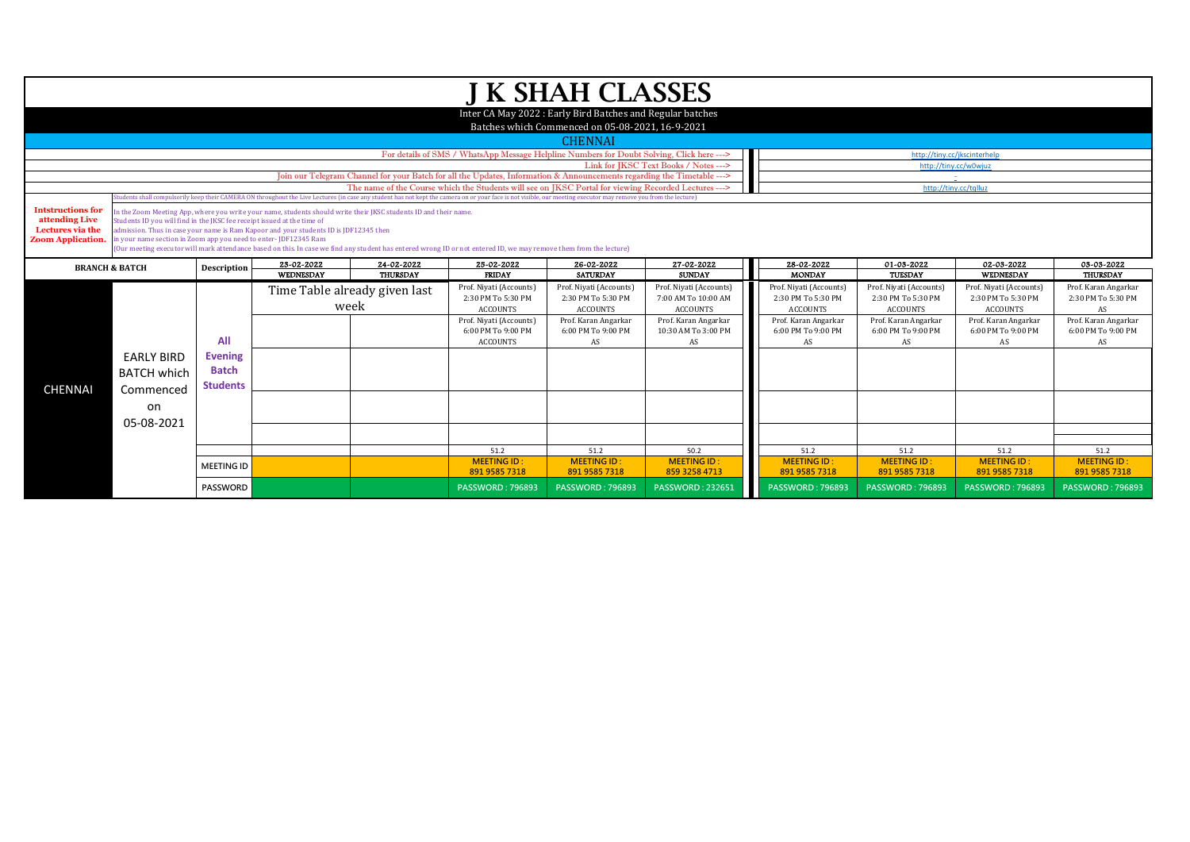# J K SHAH CLASSES

Inter CA May 2022 : Early Bird Batches and Regular batches

Batches which Commenced on 05-08-2021, 16-9-2021

## CHENNAI

| | |
|---|---|
| For details of SMS / WhatsApp Message Helpline Numbers for Doubt Solving, Click here ---> | http://tiny.cc/jkscinterhelp |
| Link for JKSC Text Books / Notes ---> | http://tiny.cc/w0wjuz |
| Join our Telegram Channel for your Batch for all the Updates, Information & Announcements regarding the Timetable ---> | - |
| The name of the Course which the Students will see on JKSC Portal for viewing Recorded Lectures ---> | http://tiny.cc/tqlluz |

Students shall compulsorily keep their CAMERA ON throughout the Live Lectures (in case any student has not kept the camera on or your face is not visible, our meeting executor may remove you from the lecture)

**Intstructions for attending Live Lectures via the Zoom Application.**

In the Zoom Meeting App, where you write your name, students should write their JKSC students ID and their name.
Students ID you will find in the JKSC fee receipt issued at the time of admission. Thus in case your name is Ram Kapoor and your students ID is JDF12345 then in your name section in Zoom app you need to enter- JDF12345 Ram
(Our meeting executor will mark attendance based on this. In case we find any student has entered wrong ID or not entered ID, we may remove them from the lecture)

| BRANCH & BATCH | | Description | 23-02-2022 WEDNESDAY | 24-02-2022 THURSDAY | 25-02-2022 FRIDAY | 26-02-2022 SATURDAY | 27-02-2022 SUNDAY | 28-02-2022 MONDAY | 01-03-2022 TUESDAY | 02-03-2022 WEDNESDAY | 03-03-2022 THURSDAY |
|---|---|---|---|---|---|---|---|---|---|---|---|
| CHENNAI | EARLY BIRD BATCH which Commenced on 05-08-2021 | All Evening Batch Students | Time Table already given last week | | Prof. Niyati (Accounts) 2:30 PM To 5:30 PM ACCOUNTS | Prof. Niyati (Accounts) 2:30 PM To 5:30 PM ACCOUNTS | Prof. Niyati (Accounts) 7:00 AM To 10:00 AM ACCOUNTS | Prof. Niyati (Accounts) 2:30 PM To 5:30 PM ACCOUNTS | Prof. Niyati (Accounts) 2:30 PM To 5:30 PM ACCOUNTS | Prof. Niyati (Accounts) 2:30 PM To 5:30 PM ACCOUNTS | Prof. Karan Angarkar 2:30 PM To 5:30 PM AS |
| | | | | | Prof. Niyati (Accounts) 6:00 PM To 9:00 PM ACCOUNTS | Prof. Karan Angarkar 6:00 PM To 9:00 PM AS | Prof. Karan Angarkar 10:30 AM To 3:00 PM AS | Prof. Karan Angarkar 6:00 PM To 9:00 PM AS | Prof. Karan Angarkar 6:00 PM To 9:00 PM AS | Prof. Karan Angarkar 6:00 PM To 9:00 PM AS | Prof. Karan Angarkar 6:00 PM To 9:00 PM AS |
| | | | | | 51.2 | 51.2 | 50.2 | 51.2 | 51.2 | 51.2 | 51.2 |
| | | MEETING ID | | | MEETING ID : 891 9585 7318 | MEETING ID : 891 9585 7318 | MEETING ID : 859 3258 4713 | MEETING ID : 891 9585 7318 | MEETING ID : 891 9585 7318 | MEETING ID : 891 9585 7318 | MEETING ID : 891 9585 7318 |
| | | PASSWORD | | | PASSWORD : 796893 | PASSWORD : 796893 | PASSWORD : 232651 | PASSWORD : 796893 | PASSWORD : 796893 | PASSWORD : 796893 | PASSWORD : 796893 |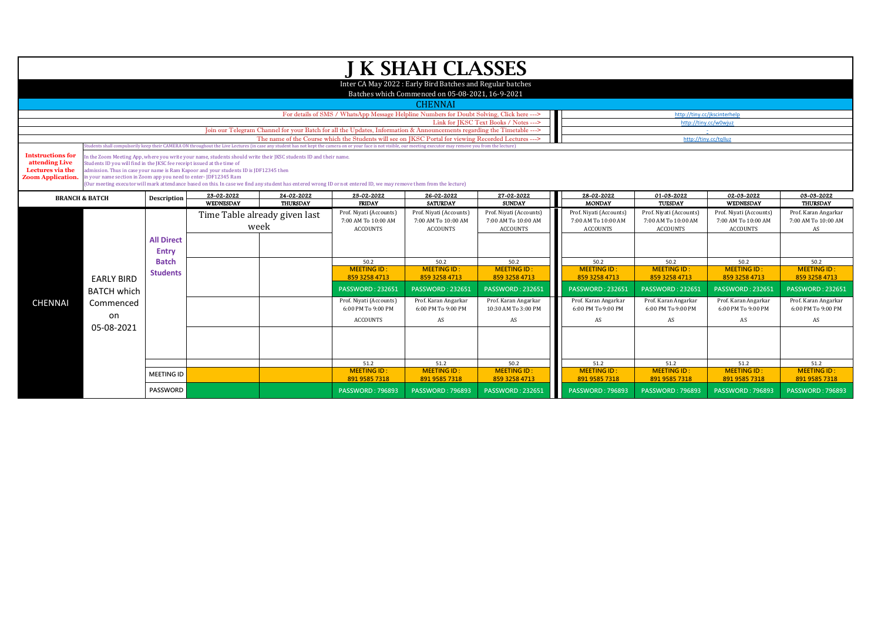# J K SHAH CLASSES

Inter CA May 2022 : Early Bird Batches and Regular batches

Batches which Commenced on 05-08-2021, 16-9-2021

## CHENNAI

| | |
|---|---|
| For details of SMS / WhatsApp Message Helpline Numbers for Doubt Solving, Click here ---> | http://tiny.cc/jkscinterhelp |
| Link for JKSC Text Books / Notes ---> | http://tiny.cc/w0wjuz |
| Join our Telegram Channel for your Batch for all the Updates, Information & Announcements regarding the Timetable ---> | - |
| The name of the Course which the Students will see on JKSC Portal for viewing Recorded Lectures ---> | http://tiny.cc/tqlluz |

Students shall compulsorily keep their CAMERA ON throughout the Live Lectures (in case any student has not kept the camera on or your face is not visible, our meeting executor may remove you from the lecture)

**Intstructions for attending Live Lectures via the Zoom Application.**

In the Zoom Meeting App, where you write your name, students should write their JKSC students ID and their name.
Students ID you will find in the JKSC fee receipt issued at the time of admission. Thus in case your name is Ram Kapoor and your students ID is JDF12345 then in your name section in Zoom app you need to enter- JDF12345 Ram
(Our meeting executor will mark attendance based on this. In case we find any student has entered wrong ID or not entered ID, we may remove them from the lecture)

| BRANCH & BATCH | | Description | 23-02-2022 WEDNESDAY | 24-02-2022 THURSDAY | 25-02-2022 FRIDAY | 26-02-2022 SATURDAY | 27-02-2022 SUNDAY | 28-02-2022 MONDAY | 01-03-2022 TUESDAY | 02-03-2022 WEDNESDAY | 03-03-2022 THURSDAY |
|---|---|---|---|---|---|---|---|---|---|---|---|
| CHENNAI | EARLY BIRD BATCH which Commenced on 05-08-2021 | All Direct Entry Batch Students | Time Table already given last week | | Prof. Niyati (Accounts) 7:00 AM To 10:00 AM ACCOUNTS | Prof. Niyati (Accounts) 7:00 AM To 10:00 AM ACCOUNTS | Prof. Niyati (Accounts) 7:00 AM To 10:00 AM ACCOUNTS | Prof. Niyati (Accounts) 7:00 AM To 10:00 AM ACCOUNTS | Prof. Niyati (Accounts) 7:00 AM To 10:00 AM ACCOUNTS | Prof. Niyati (Accounts) 7:00 AM To 10:00 AM ACCOUNTS | Prof. Karan Angarkar 7:00 AM To 10:00 AM AS |
| | | | | | 50.2 | 50.2 | 50.2 | 50.2 | 50.2 | 50.2 | 50.2 |
| | | | | | MEETING ID : 859 3258 4713 | MEETING ID : 859 3258 4713 | MEETING ID : 859 3258 4713 | MEETING ID : 859 3258 4713 | MEETING ID : 859 3258 4713 | MEETING ID : 859 3258 4713 | MEETING ID : 859 3258 4713 |
| | | | | | PASSWORD : 232651 | PASSWORD : 232651 | PASSWORD : 232651 | PASSWORD : 232651 | PASSWORD : 232651 | PASSWORD : 232651 | PASSWORD : 232651 |
| | | | | | Prof. Niyati (Accounts) 6:00 PM To 9:00 PM ACCOUNTS | Prof. Karan Angarkar 6:00 PM To 9:00 PM AS | Prof. Karan Angarkar 10:30 AM To 3:00 PM AS | Prof. Karan Angarkar 6:00 PM To 9:00 PM AS | Prof. Karan Angarkar 6:00 PM To 9:00 PM AS | Prof. Karan Angarkar 6:00 PM To 9:00 PM AS | Prof. Karan Angarkar 6:00 PM To 9:00 PM AS |
| | | | | | 51.2 | 51.2 | 50.2 | 51.2 | 51.2 | 51.2 | 51.2 |
| | | MEETING ID | | | MEETING ID : 891 9585 7318 | MEETING ID : 891 9585 7318 | MEETING ID : 859 3258 4713 | MEETING ID : 891 9585 7318 | MEETING ID : 891 9585 7318 | MEETING ID : 891 9585 7318 | MEETING ID : 891 9585 7318 |
| | | PASSWORD | | | PASSWORD : 796893 | PASSWORD : 796893 | PASSWORD : 232651 | PASSWORD : 796893 | PASSWORD : 796893 | PASSWORD : 796893 | PASSWORD : 796893 |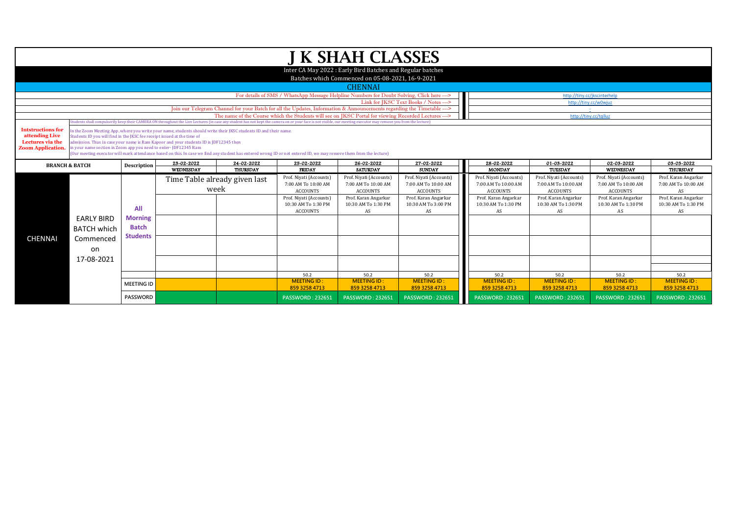# J K SHAH CLASSES

Inter CA May 2022 : Early Bird Batches and Regular batches

Batches which Commenced on 05-08-2021, 16-9-2021

## CHENNAI

| | |
|---|---|
| For details of SMS / WhatsApp Message Helpline Numbers for Doubt Solving, Click here ---> | http://tiny.cc/jkscinterhelp |
| Link for JKSC Text Books / Notes ---> | http://tiny.cc/w0wjuz |
| Join our Telegram Channel for your Batch for all the Updates, Information & Announcements regarding the Timetable ---> | - |
| The name of the Course which the Students will see on JKSC Portal for viewing Recorded Lectures ---> | http://tiny.cc/tqlluz |

Students shall compulsorily keep their CAMERA ON throughout the Live Lectures (in case any student has not kept the camera on or your face is not visible, our meeting executor may remove you from the lecture)

**Intstructions for attending Live Lectures via the Zoom Application.**

In the Zoom Meeting App, where you write your name, students should write their JKSC students ID and their name.
Students ID you will find in the JKSC fee receipt issued at the time of admission. Thus in case your name is Ram Kapoor and your students ID is JDF12345 then in your name section in Zoom app you need to enter- JDF12345 Ram
(Our meeting executor will mark attendance based on this. In case we find any student has entered wrong ID or not entered ID, we may remove them from the lecture)

| BRANCH & BATCH | | Description | 23-02-2022 WEDNESDAY | 24-02-2022 THURSDAY | 25-02-2022 FRIDAY | 26-02-2022 SATURDAY | 27-02-2022 SUNDAY | 28-02-2022 MONDAY | 01-03-2022 TUESDAY | 02-03-2022 WEDNESDAY | 03-03-2022 THURSDAY |
|---|---|---|---|---|---|---|---|---|---|---|---|
| CHENNAI | EARLY BIRD BATCH which Commenced on 17-08-2021 | All Morning Batch Students | Time Table already given last week | | Prof. Niyati (Accounts) 7:00 AM To 10:00 AM ACCOUNTS | Prof. Niyati (Accounts) 7:00 AM To 10:00 AM ACCOUNTS | Prof. Niyati (Accounts) 7:00 AM To 10:00 AM ACCOUNTS | Prof. Niyati (Accounts) 7:00 AM To 10:00 AM ACCOUNTS | Prof. Niyati (Accounts) 7:00 AM To 10:00 AM ACCOUNTS | Prof. Niyati (Accounts) 7:00 AM To 10:00 AM ACCOUNTS | Prof. Karan Angarkar 7:00 AM To 10:00 AM AS |
| | | | | | Prof. Niyati (Accounts) 10:30 AM To 1:30 PM ACCOUNTS | Prof. Karan Angarkar 10:30 AM To 1:30 PM AS | Prof. Karan Angarkar 10:30 AM To 3:00 PM AS | Prof. Karan Angarkar 10:30 AM To 1:30 PM AS | Prof. Karan Angarkar 10:30 AM To 1:30 PM AS | Prof. Karan Angarkar 10:30 AM To 1:30 PM AS | Prof. Karan Angarkar 10:30 AM To 1:30 PM AS |
| | | | | | 50.2 | 50.2 | 50.2 | 50.2 | 50.2 | 50.2 | 50.2 |
| | | MEETING ID | | | MEETING ID : 859 3258 4713 | MEETING ID : 859 3258 4713 | MEETING ID : 859 3258 4713 | MEETING ID : 859 3258 4713 | MEETING ID : 859 3258 4713 | MEETING ID : 859 3258 4713 | MEETING ID : 859 3258 4713 |
| | | PASSWORD | | | PASSWORD : 232651 | PASSWORD : 232651 | PASSWORD : 232651 | PASSWORD : 232651 | PASSWORD : 232651 | PASSWORD : 232651 | PASSWORD : 232651 |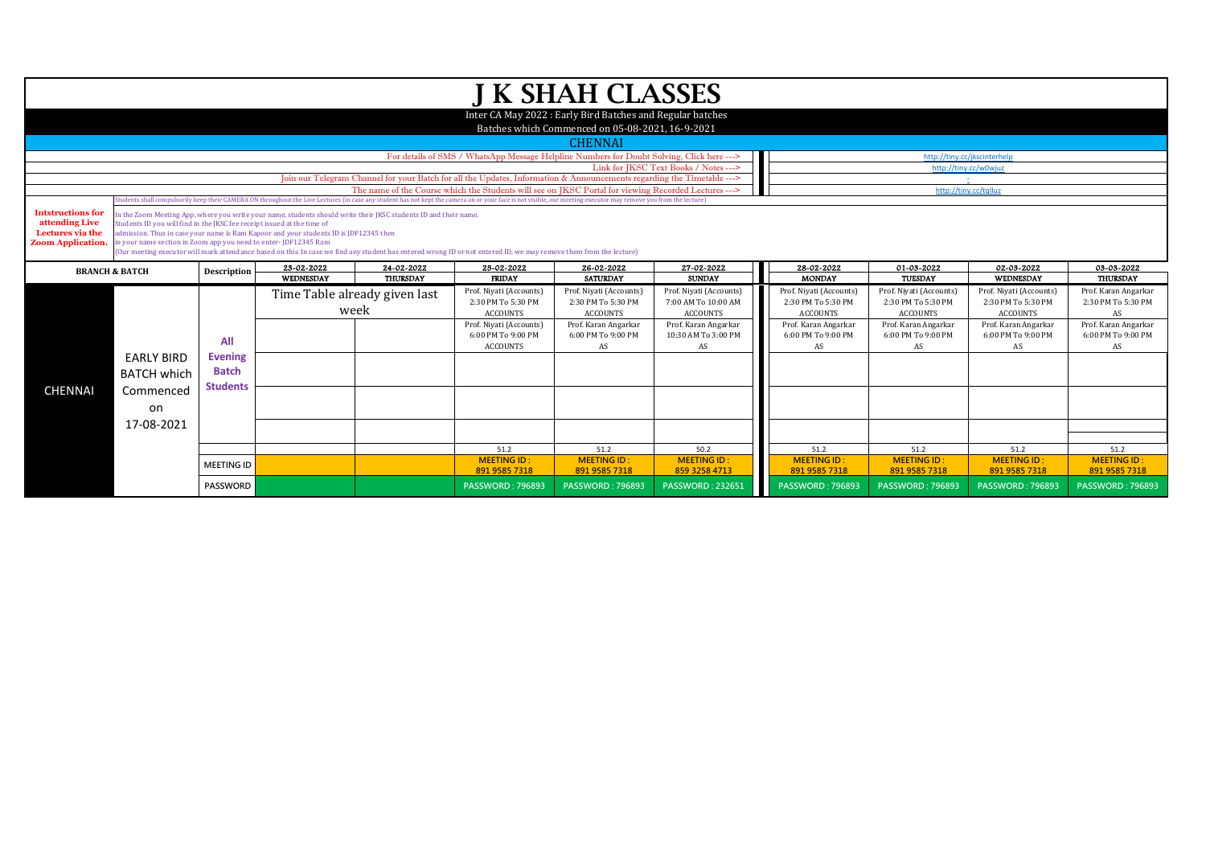# J K SHAH CLASSES

Inter CA May 2022 : Early Bird Batches and Regular batches

Batches which Commenced on 05-08-2021, 16-9-2021

## CHENNAI

For details of SMS / WhatsApp Message Helpline Numbers for Doubt Solving, Click here ---> http://tiny.cc/jkscinterhelp

Link for JKSC Text Books / Notes ---> http://tiny.cc/w0wjuz

Join our Telegram Channel for your Batch for all the Updates, Information & Announcements regarding the Timetable ---> -

The name of the Course which the Students will see on JKSC Portal for viewing Recorded Lectures ---> http://tiny.cc/tqlluz

Students shall compulsorily keep their CAMERA ON throughout the Live Lectures (in case any student has not kept the camera on or your face is not visible, our meeting executor may remove you from the lecture)

**Intstructions for attending Live Lectures via the Zoom Application.**

In the Zoom Meeting App, where you write your name, students should write their JKSC students ID and their name.
Students ID you will find in the JKSC fee receipt issued at the time of
admission. Thus in case your name is Ram Kapoor and your students ID is JDF12345 then
in your name section in Zoom app you need to enter- JDF12345 Ram
(Our meeting executor will mark attendance based on this. In case we find any student has entered wrong ID or not entered ID, we may remove them from the lecture)

| BRANCH & BATCH | | Description | 23-02-2022 WEDNESDAY | 24-02-2022 THURSDAY | 25-02-2022 FRIDAY | 26-02-2022 SATURDAY | 27-02-2022 SUNDAY | 28-02-2022 MONDAY | 01-03-2022 TUESDAY | 02-03-2022 WEDNESDAY | 03-03-2022 THURSDAY |
|---|---|---|---|---|---|---|---|---|---|---|---|
| CHENNAI | EARLY BIRD BATCH which Commenced on 17-08-2021 | All Evening Batch Students | Time Table already given last week | | Prof. Niyati (Accounts) 2:30 PM To 5:30 PM ACCOUNTS | Prof. Niyati (Accounts) 2:30 PM To 5:30 PM ACCOUNTS | Prof. Niyati (Accounts) 7:00 AM To 10:00 AM ACCOUNTS | Prof. Niyati (Accounts) 2:30 PM To 5:30 PM ACCOUNTS | Prof. Niyati (Accounts) 2:30 PM To 5:30 PM ACCOUNTS | Prof. Niyati (Accounts) 2:30 PM To 5:30 PM ACCOUNTS | Prof. Karan Angarkar 2:30 PM To 5:30 PM AS |
| | | | | | Prof. Niyati (Accounts) 6:00 PM To 9:00 PM ACCOUNTS | Prof. Karan Angarkar 6:00 PM To 9:00 PM AS | Prof. Karan Angarkar 10:30 AM To 3:00 PM AS | Prof. Karan Angarkar 6:00 PM To 9:00 PM AS | Prof. Karan Angarkar 6:00 PM To 9:00 PM AS | Prof. Karan Angarkar 6:00 PM To 9:00 PM AS | Prof. Karan Angarkar 6:00 PM To 9:00 PM AS |
| | | | | | 51.2 | 51.2 | 50.2 | 51.2 | 51.2 | 51.2 | 51.2 |
| | | MEETING ID | | | MEETING ID : 891 9585 7318 | MEETING ID : 891 9585 7318 | MEETING ID : 859 3258 4713 | MEETING ID : 891 9585 7318 | MEETING ID : 891 9585 7318 | MEETING ID : 891 9585 7318 | MEETING ID : 891 9585 7318 |
| | | PASSWORD | | | PASSWORD : 796893 | PASSWORD : 796893 | PASSWORD : 232651 | PASSWORD : 796893 | PASSWORD : 796893 | PASSWORD : 796893 | PASSWORD : 796893 |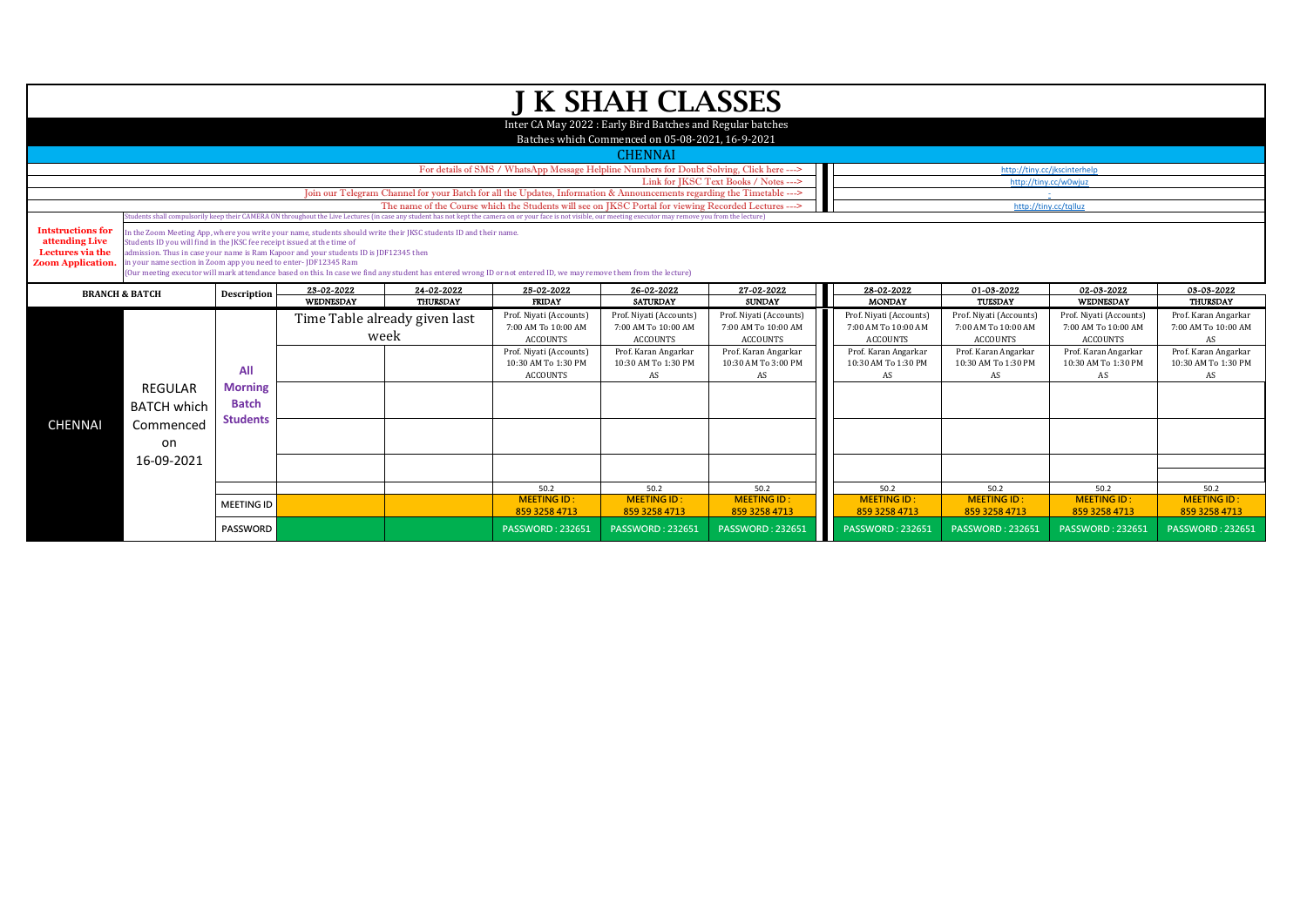# J K SHAH CLASSES

Inter CA May 2022 : Early Bird Batches and Regular batches

Batches which Commenced on 05-08-2021, 16-9-2021

## CHENNAI

For details of SMS / WhatsApp Message Helpline Numbers for Doubt Solving, Click here ---> http://tiny.cc/jkscinterhelp

Link for JKSC Text Books / Notes ---> http://tiny.cc/w0wjuz

Join our Telegram Channel for your Batch for all the Updates, Information & Announcements regarding the Timetable ---> -

The name of the Course which the Students will see on JKSC Portal for viewing Recorded Lectures ---> http://tiny.cc/tqlluz

Students shall compulsorily keep their CAMERA ON throughout the Live Lectures (in case any student has not kept the camera on or your face is not visible, our meeting executor may remove you from the lecture)

**Intstructions for attending Live Lectures via the Zoom Application.**

In the Zoom Meeting App, where you write your name, students should write their JKSC students ID and their name.
Students ID you will find in the JKSC fee receipt issued at the time of admission. Thus in case your name is Ram Kapoor and your students ID is JDF12345 then in your name section in Zoom app you need to enter- JDF12345 Ram
(Our meeting executor will mark attendance based on this. In case we find any student has entered wrong ID or not entered ID, we may remove them from the lecture)

| BRANCH & BATCH | | Description | 23-02-2022 WEDNESDAY | 24-02-2022 THURSDAY | 25-02-2022 FRIDAY | 26-02-2022 SATURDAY | 27-02-2022 SUNDAY | 28-02-2022 MONDAY | 01-03-2022 TUESDAY | 02-03-2022 WEDNESDAY | 03-03-2022 THURSDAY |
|---|---|---|---|---|---|---|---|---|---|---|---|
| CHENNAI | REGULAR BATCH which Commenced on 16-09-2021 | All Morning Batch Students | Time Table already given last week | | Prof. Niyati (Accounts) 7:00 AM To 10:00 AM ACCOUNTS | Prof. Niyati (Accounts) 7:00 AM To 10:00 AM ACCOUNTS | Prof. Niyati (Accounts) 7:00 AM To 10:00 AM ACCOUNTS | Prof. Niyati (Accounts) 7:00 AM To 10:00 AM ACCOUNTS | Prof. Niyati (Accounts) 7:00 AM To 10:00 AM ACCOUNTS | Prof. Niyati (Accounts) 7:00 AM To 10:00 AM ACCOUNTS | Prof. Karan Angarkar 7:00 AM To 10:00 AM AS |
| | | | | | Prof. Niyati (Accounts) 10:30 AM To 1:30 PM ACCOUNTS | Prof. Karan Angarkar 10:30 AM To 1:30 PM AS | Prof. Karan Angarkar 10:30 AM To 3:00 PM AS | Prof. Karan Angarkar 10:30 AM To 1:30 PM AS | Prof. Karan Angarkar 10:30 AM To 1:30 PM AS | Prof. Karan Angarkar 10:30 AM To 1:30 PM AS | Prof. Karan Angarkar 10:30 AM To 1:30 PM AS |
| | | | | | | | | | | | |
| | | | | | | | | | | | |
| | | | | | | | | | | | |
| | | | | | 50.2 | 50.2 | 50.2 | 50.2 | 50.2 | 50.2 | 50.2 |
| | | MEETING ID | | | MEETING ID : 859 3258 4713 | MEETING ID : 859 3258 4713 | MEETING ID : 859 3258 4713 | MEETING ID : 859 3258 4713 | MEETING ID : 859 3258 4713 | MEETING ID : 859 3258 4713 | MEETING ID : 859 3258 4713 |
| | | PASSWORD | | | PASSWORD : 232651 | PASSWORD : 232651 | PASSWORD : 232651 | PASSWORD : 232651 | PASSWORD : 232651 | PASSWORD : 232651 | PASSWORD : 232651 |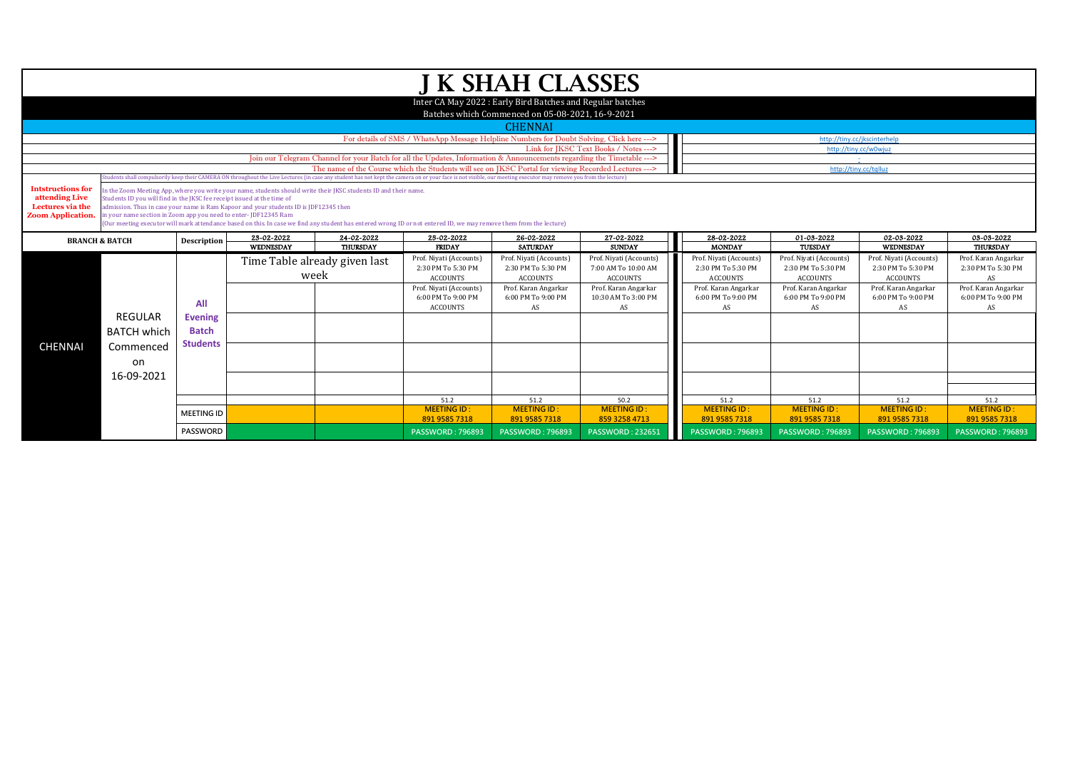# J K SHAH CLASSES

Inter CA May 2022 : Early Bird Batches and Regular batches

Batches which Commenced on 05-08-2021, 16-9-2021

## CHENNAI

| | |
|---|---|
| For details of SMS / WhatsApp Message Helpline Numbers for Doubt Solving, Click here ---> | http://tiny.cc/jkscinterhelp |
| Link for JKSC Text Books / Notes ---> | http://tiny.cc/w0wjuz |
| Join our Telegram Channel for your Batch for all the Updates, Information & Announcements regarding the Timetable ---> | - |
| The name of the Course which the Students will see on JKSC Portal for viewing Recorded Lectures ---> | http://tiny.cc/tqlluz |

Students shall compulsorily keep their CAMERA ON throughout the Live Lectures (in case any student has not kept the camera on or your face is not visible, our meeting executor may remove you from the lecture)

**Intstructions for attending Live Lectures via the Zoom Application.**

In the Zoom Meeting App, where you write your name, students should write their JKSC students ID and their name.
Students ID you will find in the JKSC fee receipt issued at the time of admission. Thus in case your name is Ram Kapoor and your students ID is JDF12345 then in your name section in Zoom app you need to enter- JDF12345 Ram
(Our meeting executor will mark attendance based on this. In case we find any student has entered wrong ID or not entered ID, we may remove them from the lecture)

| BRANCH & BATCH | | Description | 23-02-2022 WEDNESDAY | 24-02-2022 THURSDAY | 25-02-2022 FRIDAY | 26-02-2022 SATURDAY | 27-02-2022 SUNDAY | 28-02-2022 MONDAY | 01-03-2022 TUESDAY | 02-03-2022 WEDNESDAY | 03-03-2022 THURSDAY |
|---|---|---|---|---|---|---|---|---|---|---|---|
| CHENNAI | REGULAR BATCH which Commenced on 16-09-2021 | All Evening Batch Students | Time Table already given last week | | Prof. Niyati (Accounts) 2:30 PM To 5:30 PM ACCOUNTS | Prof. Niyati (Accounts) 2:30 PM To 5:30 PM ACCOUNTS | Prof. Niyati (Accounts) 7:00 AM To 10:00 AM ACCOUNTS | Prof. Niyati (Accounts) 2:30 PM To 5:30 PM ACCOUNTS | Prof. Niyati (Accounts) 2:30 PM To 5:30 PM ACCOUNTS | Prof. Niyati (Accounts) 2:30 PM To 5:30 PM ACCOUNTS | Prof. Karan Angarkar 2:30 PM To 5:30 PM AS |
| | | | | | Prof. Niyati (Accounts) 6:00 PM To 9:00 PM ACCOUNTS | Prof. Karan Angarkar 6:00 PM To 9:00 PM AS | Prof. Karan Angarkar 10:30 AM To 3:00 PM AS | Prof. Karan Angarkar 6:00 PM To 9:00 PM AS | Prof. Karan Angarkar 6:00 PM To 9:00 PM AS | Prof. Karan Angarkar 6:00 PM To 9:00 PM AS | Prof. Karan Angarkar 6:00 PM To 9:00 PM AS |
| | | | | | 51.2 | 51.2 | 50.2 | 51.2 | 51.2 | 51.2 | 51.2 |
| | | MEETING ID | | | MEETING ID : 891 9585 7318 | MEETING ID : 891 9585 7318 | MEETING ID : 859 3258 4713 | MEETING ID : 891 9585 7318 | MEETING ID : 891 9585 7318 | MEETING ID : 891 9585 7318 | MEETING ID : 891 9585 7318 |
| | | PASSWORD | | | PASSWORD : 796893 | PASSWORD : 796893 | PASSWORD : 232651 | PASSWORD : 796893 | PASSWORD : 796893 | PASSWORD : 796893 | PASSWORD : 796893 |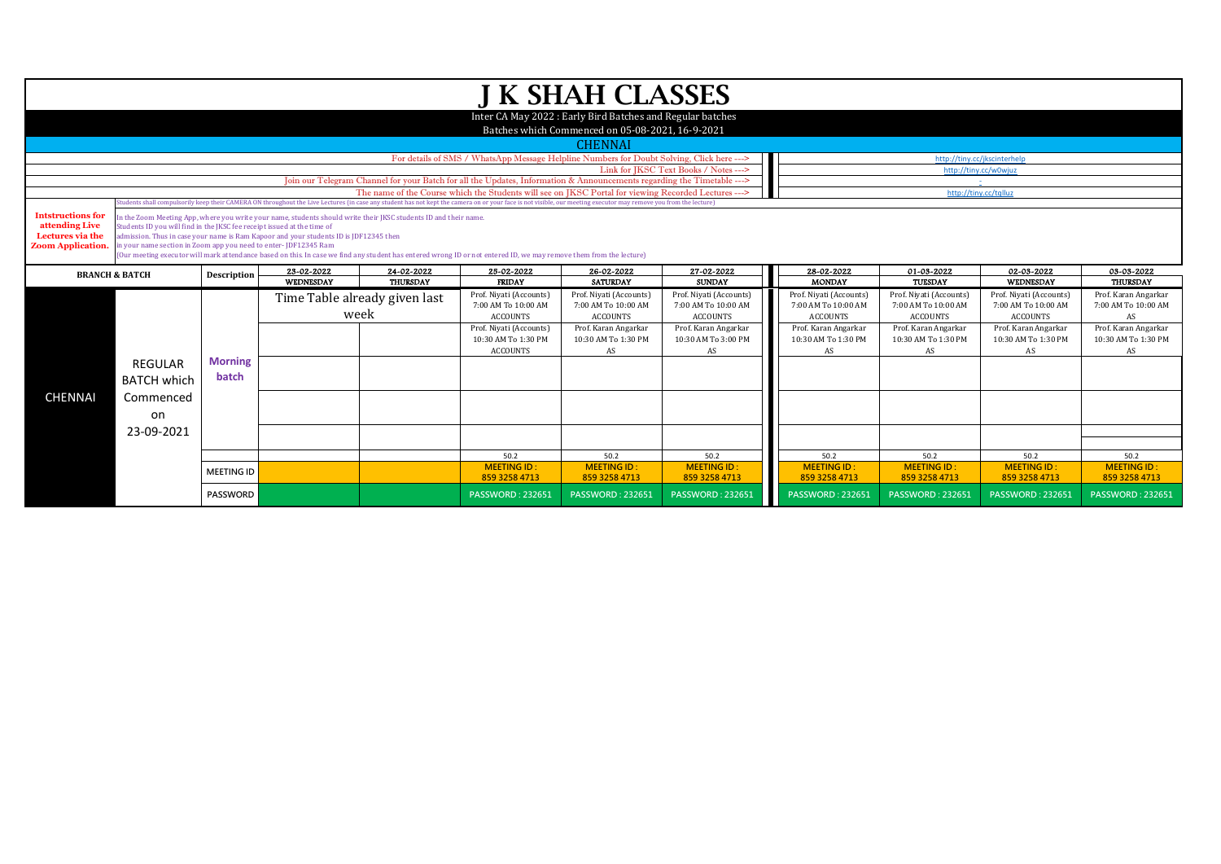# J K SHAH CLASSES

Inter CA May 2022 : Early Bird Batches and Regular batches

Batches which Commenced on 05-08-2021, 16-9-2021

## CHENNAI

| | |
|---|---|
| For details of SMS / WhatsApp Message Helpline Numbers for Doubt Solving, Click here ---> | http://tiny.cc/jkscinterhelp |
| Link for JKSC Text Books / Notes ---> | http://tiny.cc/w0wjuz |
| Join our Telegram Channel for your Batch for all the Updates, Information & Announcements regarding the Timetable ---> | - |
| The name of the Course which the Students will see on JKSC Portal for viewing Recorded Lectures ---> | http://tiny.cc/tqlluz |

Students shall compulsorily keep their CAMERA ON throughout the Live Lectures (in case any student has not kept the camera on or your face is not visible, our meeting executor may remove you from the lecture)

**Intstructions for attending Live Lectures via the Zoom Application.**

In the Zoom Meeting App, where you write your name, students should write their JKSC students ID and their name.
Students ID you will find in the JKSC fee receipt issued at the time of admission. Thus in case your name is Ram Kapoor and your students ID is JDF12345 then in your name section in Zoom app you need to enter- JDF12345 Ram
(Our meeting executor will mark attendance based on this. In case we find any student has entered wrong ID or not entered ID, we may remove them from the lecture)

| BRANCH & BATCH | | Description | 23-02-2022 WEDNESDAY | 24-02-2022 THURSDAY | 25-02-2022 FRIDAY | 26-02-2022 SATURDAY | 27-02-2022 SUNDAY | 28-02-2022 MONDAY | 01-03-2022 TUESDAY | 02-03-2022 WEDNESDAY | 03-03-2022 THURSDAY |
|---|---|---|---|---|---|---|---|---|---|---|---|
| CHENNAI | REGULAR BATCH which Commenced on 23-09-2021 | Morning batch | Time Table already given last week | | Prof. Niyati (Accounts) 7:00 AM To 10:00 AM ACCOUNTS | Prof. Niyati (Accounts) 7:00 AM To 10:00 AM ACCOUNTS | Prof. Niyati (Accounts) 7:00 AM To 10:00 AM ACCOUNTS | Prof. Niyati (Accounts) 7:00 AM To 10:00 AM ACCOUNTS | Prof. Niyati (Accounts) 7:00 AM To 10:00 AM ACCOUNTS | Prof. Niyati (Accounts) 7:00 AM To 10:00 AM ACCOUNTS | Prof. Karan Angarkar 7:00 AM To 10:00 AM AS |
| | | | | | Prof. Niyati (Accounts) 10:30 AM To 1:30 PM ACCOUNTS | Prof. Karan Angarkar 10:30 AM To 1:30 PM AS | Prof. Karan Angarkar 10:30 AM To 3:00 PM AS | Prof. Karan Angarkar 10:30 AM To 1:30 PM AS | Prof. Karan Angarkar 10:30 AM To 1:30 PM AS | Prof. Karan Angarkar 10:30 AM To 1:30 PM AS | Prof. Karan Angarkar 10:30 AM To 1:30 PM AS |
| | | | | | 50.2 | 50.2 | 50.2 | 50.2 | 50.2 | 50.2 | 50.2 |
| | | MEETING ID | | | MEETING ID : 859 3258 4713 | MEETING ID : 859 3258 4713 | MEETING ID : 859 3258 4713 | MEETING ID : 859 3258 4713 | MEETING ID : 859 3258 4713 | MEETING ID : 859 3258 4713 | MEETING ID : 859 3258 4713 |
| | | PASSWORD | | | PASSWORD : 232651 | PASSWORD : 232651 | PASSWORD : 232651 | PASSWORD : 232651 | PASSWORD : 232651 | PASSWORD : 232651 | PASSWORD : 232651 |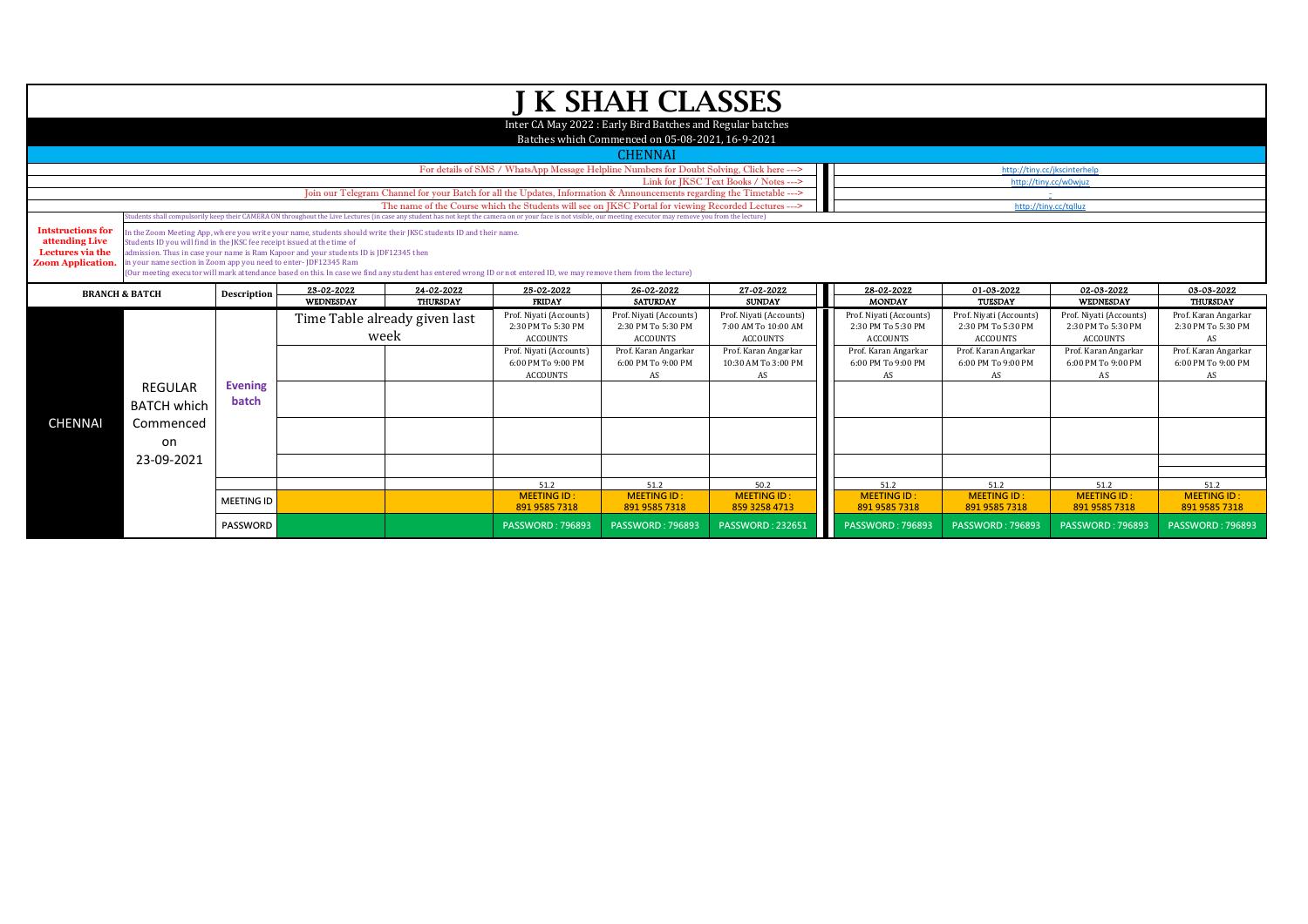# J K SHAH CLASSES

Inter CA May 2022 : Early Bird Batches and Regular batches

Batches which Commenced on 05-08-2021, 16-9-2021

## CHENNAI

| | |
|---|---|
| For details of SMS / WhatsApp Message Helpline Numbers for Doubt Solving, Click here ---> | http://tiny.cc/jkscinterhelp |
| Link for JKSC Text Books / Notes ---> | http://tiny.cc/w0wjuz |
| Join our Telegram Channel for your Batch for all the Updates, Information & Announcements regarding the Timetable ---> | - |
| The name of the Course which the Students will see on JKSC Portal for viewing Recorded Lectures ---> | http://tiny.cc/tqlluz |

Students shall compulsorily keep their CAMERA ON throughout the Live Lectures (in case any student has not kept the camera on or your face is not visible, our meeting executor may remove you from the lecture)

**Intstructions for attending Live Lectures via the Zoom Application.**

In the Zoom Meeting App, where you write your name, students should write their JKSC students ID and their name.
Students ID you will find in the JKSC fee receipt issued at the time of admission. Thus in case your name is Ram Kapoor and your students ID is JDF12345 then in your name section in Zoom app you need to enter- JDF12345 Ram
(Our meeting executor will mark attendance based on this. In case we find any student has entered wrong ID or not entered ID, we may remove them from the lecture)

| BRANCH & BATCH | | Description | 23-02-2022 WEDNESDAY | 24-02-2022 THURSDAY | 25-02-2022 FRIDAY | 26-02-2022 SATURDAY | 27-02-2022 SUNDAY | 28-02-2022 MONDAY | 01-03-2022 TUESDAY | 02-03-2022 WEDNESDAY | 03-03-2022 THURSDAY |
|---|---|---|---|---|---|---|---|---|---|---|---|
| CHENNAI | REGULAR BATCH which Commenced on 23-09-2021 | Evening batch | Time Table already given last week | | Prof. Niyati (Accounts) 2:30 PM To 5:30 PM ACCOUNTS | Prof. Niyati (Accounts) 2:30 PM To 5:30 PM ACCOUNTS | Prof. Niyati (Accounts) 7:00 AM To 10:00 AM ACCOUNTS | Prof. Niyati (Accounts) 2:30 PM To 5:30 PM ACCOUNTS | Prof. Niyati (Accounts) 2:30 PM To 5:30 PM ACCOUNTS | Prof. Niyati (Accounts) 2:30 PM To 5:30 PM ACCOUNTS | Prof. Karan Angarkar 2:30 PM To 5:30 PM AS |
| | | | | | Prof. Niyati (Accounts) 6:00 PM To 9:00 PM ACCOUNTS | Prof. Karan Angarkar 6:00 PM To 9:00 PM AS | Prof. Karan Angarkar 10:30 AM To 3:00 PM AS | Prof. Karan Angarkar 6:00 PM To 9:00 PM AS | Prof. Karan Angarkar 6:00 PM To 9:00 PM AS | Prof. Karan Angarkar 6:00 PM To 9:00 PM AS | Prof. Karan Angarkar 6:00 PM To 9:00 PM AS |
| | | | | | | | | | | | |
| | | | | | | | | | | | |
| | | | | | | | | | | | |
| | | | | | 51.2 | 51.2 | 50.2 | 51.2 | 51.2 | 51.2 | 51.2 |
| | | MEETING ID | | | MEETING ID : 891 9585 7318 | MEETING ID : 891 9585 7318 | MEETING ID : 859 3258 4713 | MEETING ID : 891 9585 7318 | MEETING ID : 891 9585 7318 | MEETING ID : 891 9585 7318 | MEETING ID : 891 9585 7318 |
| | | PASSWORD | | | PASSWORD : 796893 | PASSWORD : 796893 | PASSWORD : 232651 | PASSWORD : 796893 | PASSWORD : 796893 | PASSWORD : 796893 | PASSWORD : 796893 |